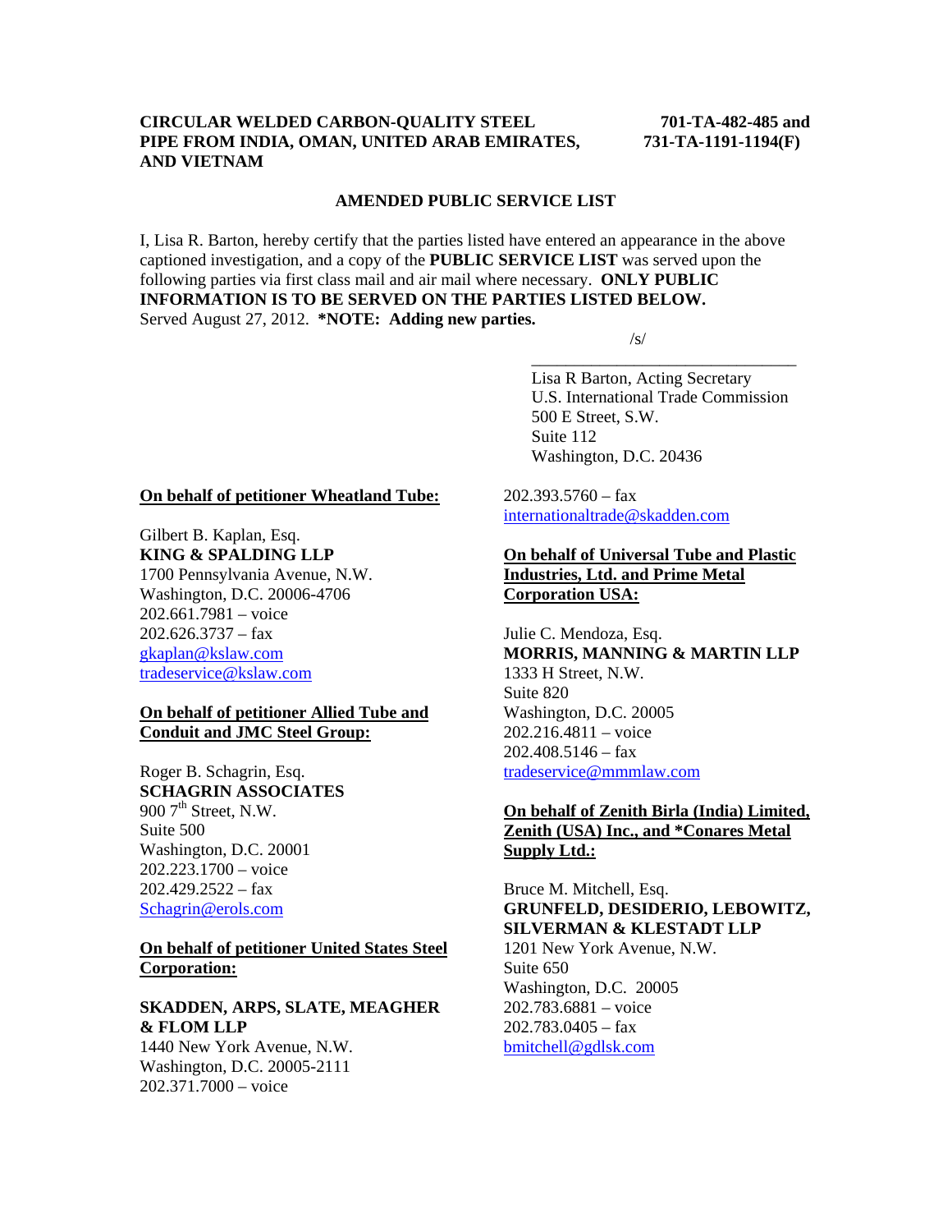**CIRCULAR WELDED CARBON-QUALITY STEEL PIPE FROM INDIA, OMAN, UNITED ARAB EMIRATES, AND VIETNAM**

**701-TA-482-485 and 731-TA-1191-1194(F)**

**AMENDED PUBLIC SERVICE LIST**

I, Lisa R. Barton, hereby certify that the parties listed have entered an appearance in the above captioned investigation, and a copy of the **PUBLIC SERVICE LIST** was served upon the following parties via first class mail and air mail where necessary. **ONLY PUBLIC INFORMATION IS TO BE SERVED ON THE PARTIES LISTED BELOW.**
Served August 27, 2012. ***NOTE: Adding new parties.**

/s/
\_\_\_\_\_\_\_\_\_\_\_\_\_\_\_\_\_\_\_\_\_\_\_\_\_\_\_\_\_\_\_\_
Lisa R Barton, Acting Secretary
U.S. International Trade Commission
500 E Street, S.W.
Suite 112
Washington, D.C. 20436

**On behalf of petitioner Wheatland Tube:**

Gilbert B. Kaplan, Esq.
**KING & SPALDING LLP**
1700 Pennsylvania Avenue, N.W.
Washington, D.C. 20006-4706
202.661.7981 – voice
202.626.3737 – fax
gkaplan@kslaw.com
tradeservice@kslaw.com

**On behalf of petitioner Allied Tube and Conduit and JMC Steel Group:**

Roger B. Schagrin, Esq.
**SCHAGRIN ASSOCIATES**
900 7th Street, N.W.
Suite 500
Washington, D.C. 20001
202.223.1700 – voice
202.429.2522 – fax
Schagrin@erols.com

**On behalf of petitioner United States Steel Corporation:**

**SKADDEN, ARPS, SLATE, MEAGHER & FLOM LLP**
1440 New York Avenue, N.W.
Washington, D.C. 20005-2111
202.371.7000 – voice
202.393.5760 – fax
internationaltrade@skadden.com

**On behalf of Universal Tube and Plastic Industries, Ltd. and Prime Metal Corporation USA:**

Julie C. Mendoza, Esq.
**MORRIS, MANNING & MARTIN LLP**
1333 H Street, N.W.
Suite 820
Washington, D.C. 20005
202.216.4811 – voice
202.408.5146 – fax
tradeservice@mmmlaw.com

**On behalf of Zenith Birla (India) Limited, Zenith (USA) Inc., and *Conares Metal Supply Ltd.:**

Bruce M. Mitchell, Esq.
**GRUNFELD, DESIDERIO, LEBOWITZ, SILVERMAN & KLESTADT LLP**
1201 New York Avenue, N.W.
Suite 650
Washington, D.C. 20005
202.783.6881 – voice
202.783.0405 – fax
bmitchell@gdlsk.com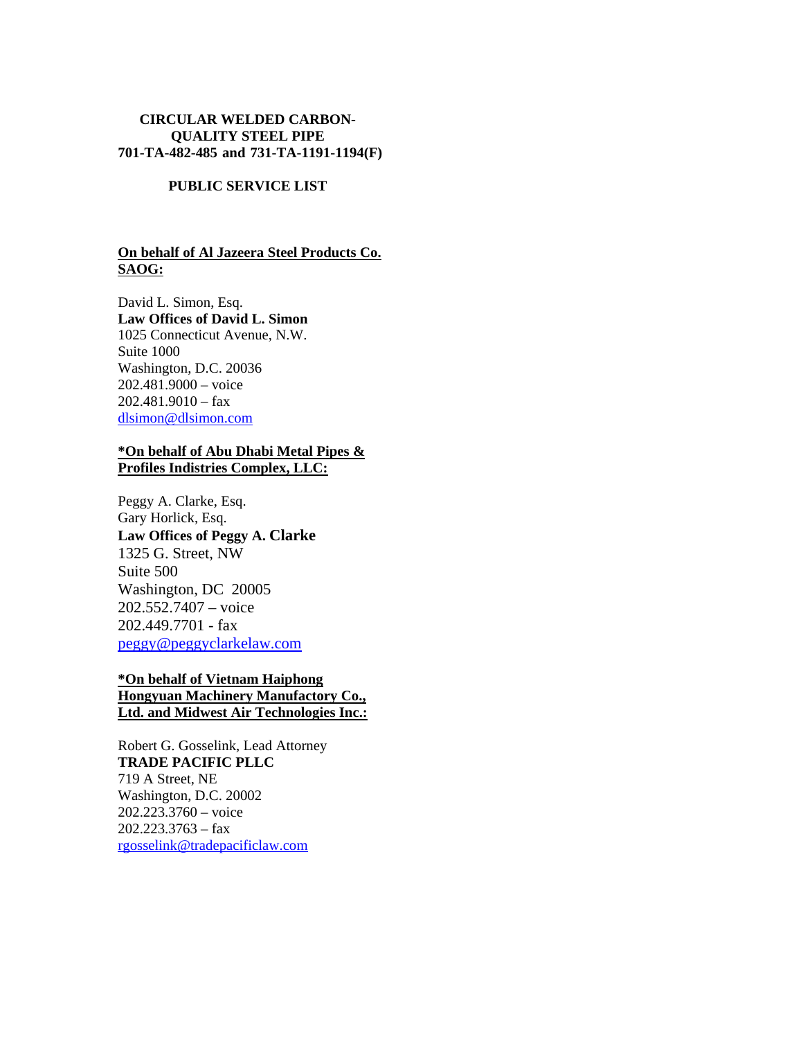**CIRCULAR WELDED CARBON-QUALITY STEEL PIPE**
**701-TA-482-485 and 731-TA-1191-1194(F)**

**PUBLIC SERVICE LIST**

**On behalf of Al Jazeera Steel Products Co. SAOG:**

David L. Simon, Esq.
**Law Offices of David L. Simon**
1025 Connecticut Avenue, N.W.
Suite 1000
Washington, D.C. 20036
202.481.9000 – voice
202.481.9010 – fax
dlsimon@dlsimon.com

**\*On behalf of Abu Dhabi Metal Pipes & Profiles Indistries Complex, LLC:**

Peggy A. Clarke, Esq.
Gary Horlick, Esq.
**Law Offices of Peggy A. Clarke**
1325 G. Street, NW
Suite 500
Washington, DC 20005
202.552.7407 – voice
202.449.7701 - fax
peggy@peggyclarkelaw.com

**\*On behalf of Vietnam Haiphong Hongyuan Machinery Manufactory Co., Ltd. and Midwest Air Technologies Inc.:**

Robert G. Gosselink, Lead Attorney
**TRADE PACIFIC PLLC**
719 A Street, NE
Washington, D.C. 20002
202.223.3760 – voice
202.223.3763 – fax
rgosselink@tradepacificlaw.com